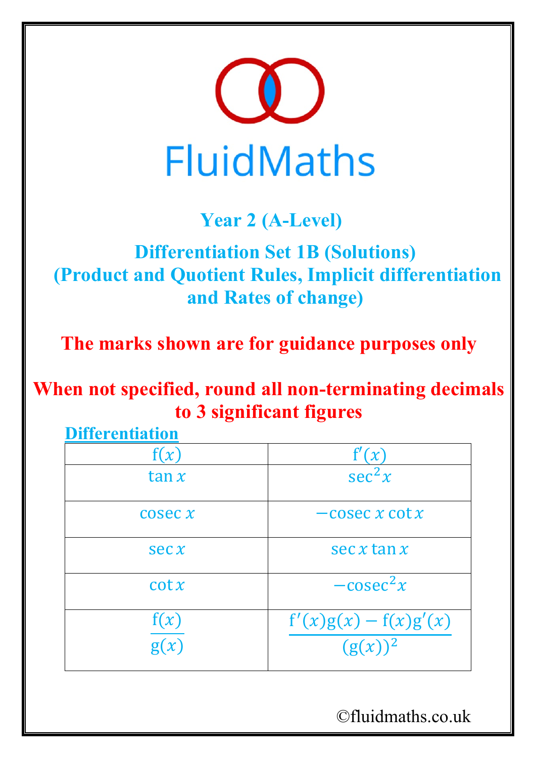# FluidMaths

## Year 2 (A-Level)

## Differentiation Set 1B (Solutions)
## (Product and Quotient Rules, Implicit differentiation and Rates of change)

**The marks shown are for guidance purposes only**

**When not specified, round all non-terminating decimals to 3 significant figures**

**Differentiation**

| $\mathrm{f}(x)$ | $\mathrm{f}'(x)$ |
|---|---|
| $\tan x$ | $\sec^2 x$ |
| $\operatorname{cosec} x$ | $-\operatorname{cosec} x \cot x$ |
| $\sec x$ | $\sec x \tan x$ |
| $\cot x$ | $-\operatorname{cosec}^2 x$ |
| $\dfrac{\mathrm{f}(x)}{\mathrm{g}(x)}$ | $\dfrac{\mathrm{f}'(x)\mathrm{g}(x) - \mathrm{f}(x)\mathrm{g}'(x)}{(\mathrm{g}(x))^2}$ |

©fluidmaths.co.uk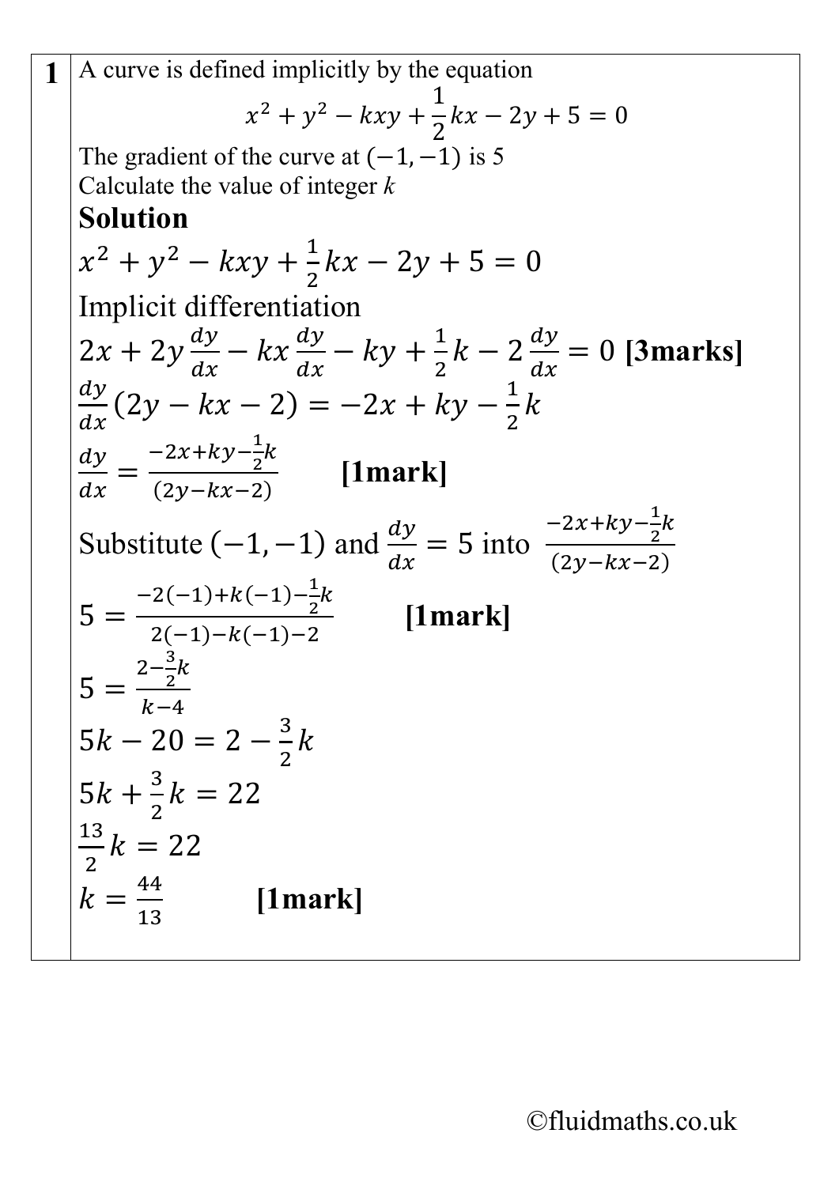**1** A curve is defined implicitly by the equation

$$x^2 + y^2 - kxy + \frac{1}{2}kx - 2y + 5 = 0$$

The gradient of the curve at $(-1, -1)$ is 5

Calculate the value of integer $k$

**Solution**

$x^2 + y^2 - kxy + \frac{1}{2}kx - 2y + 5 = 0$

Implicit differentiation

$2x + 2y\frac{dy}{dx} - kx\frac{dy}{dx} - ky + \frac{1}{2}k - 2\frac{dy}{dx} = 0$ **[3marks]**

$\frac{dy}{dx}(2y - kx - 2) = -2x + ky - \frac{1}{2}k$

$\frac{dy}{dx} = \frac{-2x+ky-\frac{1}{2}k}{(2y-kx-2)}$ **[1mark]**

Substitute $(-1, -1)$ and $\frac{dy}{dx} = 5$ into $\frac{-2x+ky-\frac{1}{2}k}{(2y-kx-2)}$

$5 = \frac{-2(-1)+k(-1)-\frac{1}{2}k}{2(-1)-k(-1)-2}$ **[1mark]**

$5 = \frac{2-\frac{3}{2}k}{k-4}$

$5k - 20 = 2 - \frac{3}{2}k$

$5k + \frac{3}{2}k = 22$

$\frac{13}{2}k = 22$

$k = \frac{44}{13}$ **[1mark]**

©fluidmaths.co.uk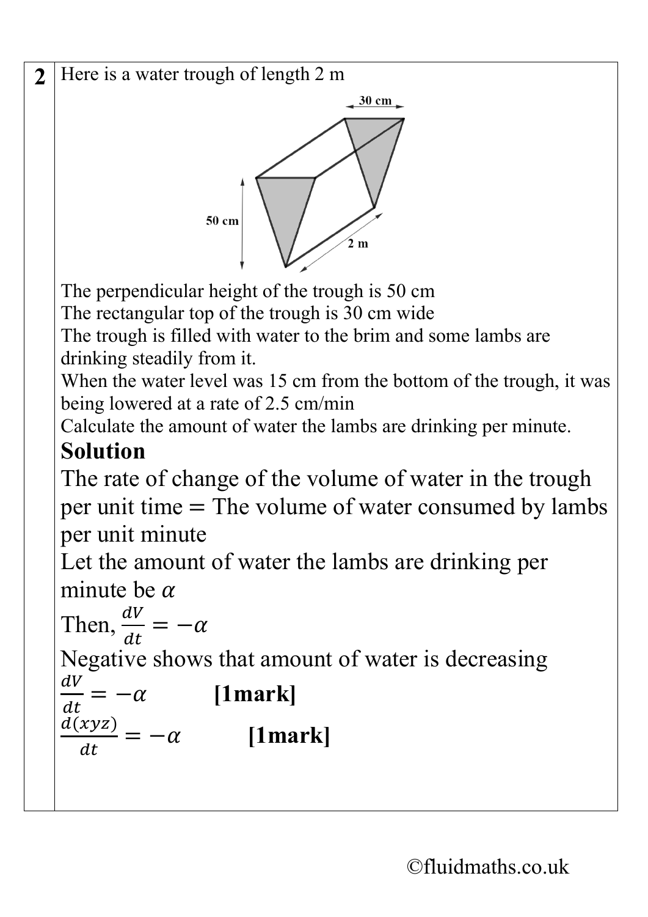**2** Here is a water trough of length 2 m

The perpendicular height of the trough is 50 cm

The rectangular top of the trough is 30 cm wide

The trough is filled with water to the brim and some lambs are drinking steadily from it.

When the water level was 15 cm from the bottom of the trough, it was being lowered at a rate of 2.5 cm/min

Calculate the amount of water the lambs are drinking per minute.

## Solution

The rate of change of the volume of water in the trough per unit time = The volume of water consumed by lambs per unit minute

Let the amount of water the lambs are drinking per minute be $\alpha$

Then, $\frac{dV}{dt} = -\alpha$

Negative shows that amount of water is decreasing

$\frac{dV}{dt} = -\alpha$ **[1mark]**

$\frac{d(xyz)}{dt} = -\alpha$ **[1mark]**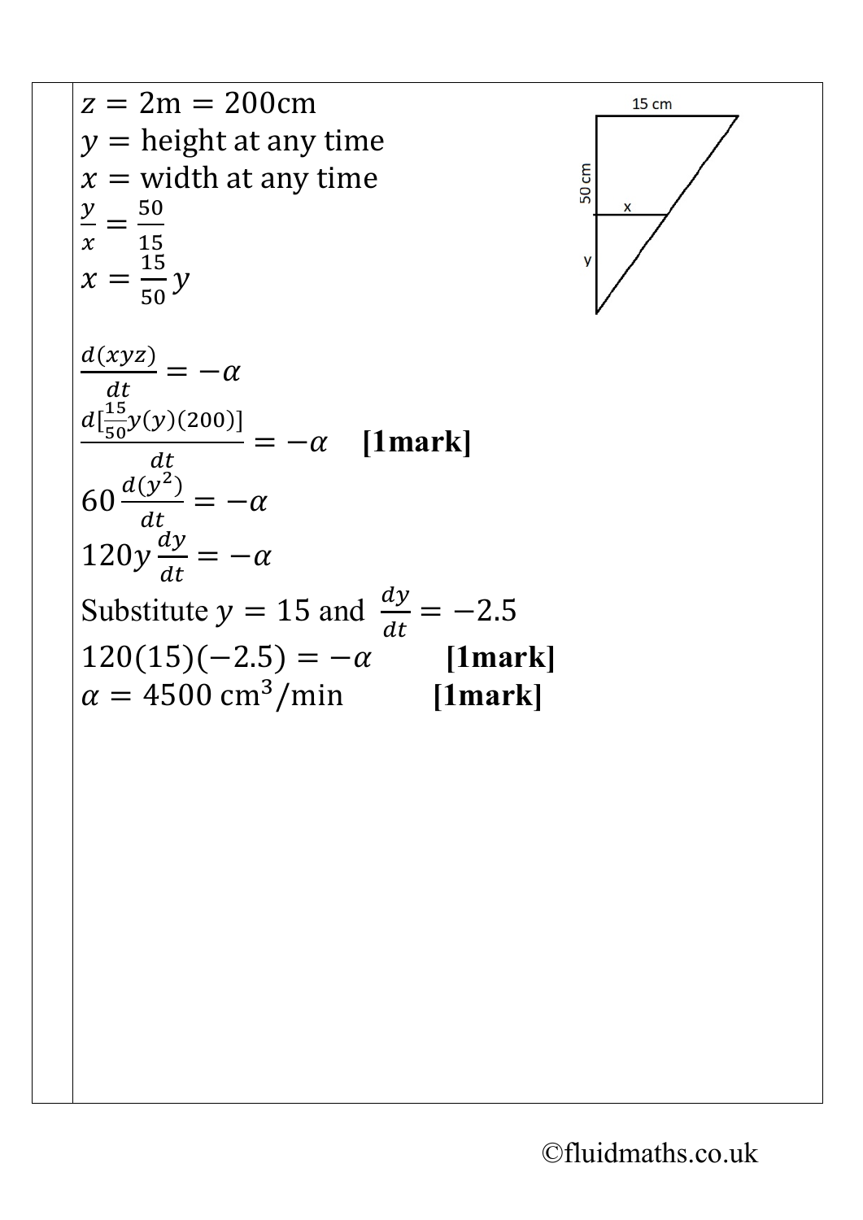$z = 2\text{m} = 200\text{cm}$

$y = \text{height at any time}$

$x = \text{width at any time}$

$\frac{y}{x} = \frac{50}{15}$

$x = \frac{15}{50}y$

$\frac{d(xyz)}{dt} = -\alpha$

$\frac{d[\frac{15}{50}y(y)(200)]}{dt} = -\alpha$ **[1mark]**

$60\frac{d(y^2)}{dt} = -\alpha$

$120y\frac{dy}{dt} = -\alpha$

Substitute $y = 15$ and $\frac{dy}{dt} = -2.5$

$120(15)(-2.5) = -\alpha$ **[1mark]**

$\alpha = 4500 \text{ cm}^3/\text{min}$ **[1mark]**

15 cm

50 cm

x

y

©fluidmaths.co.uk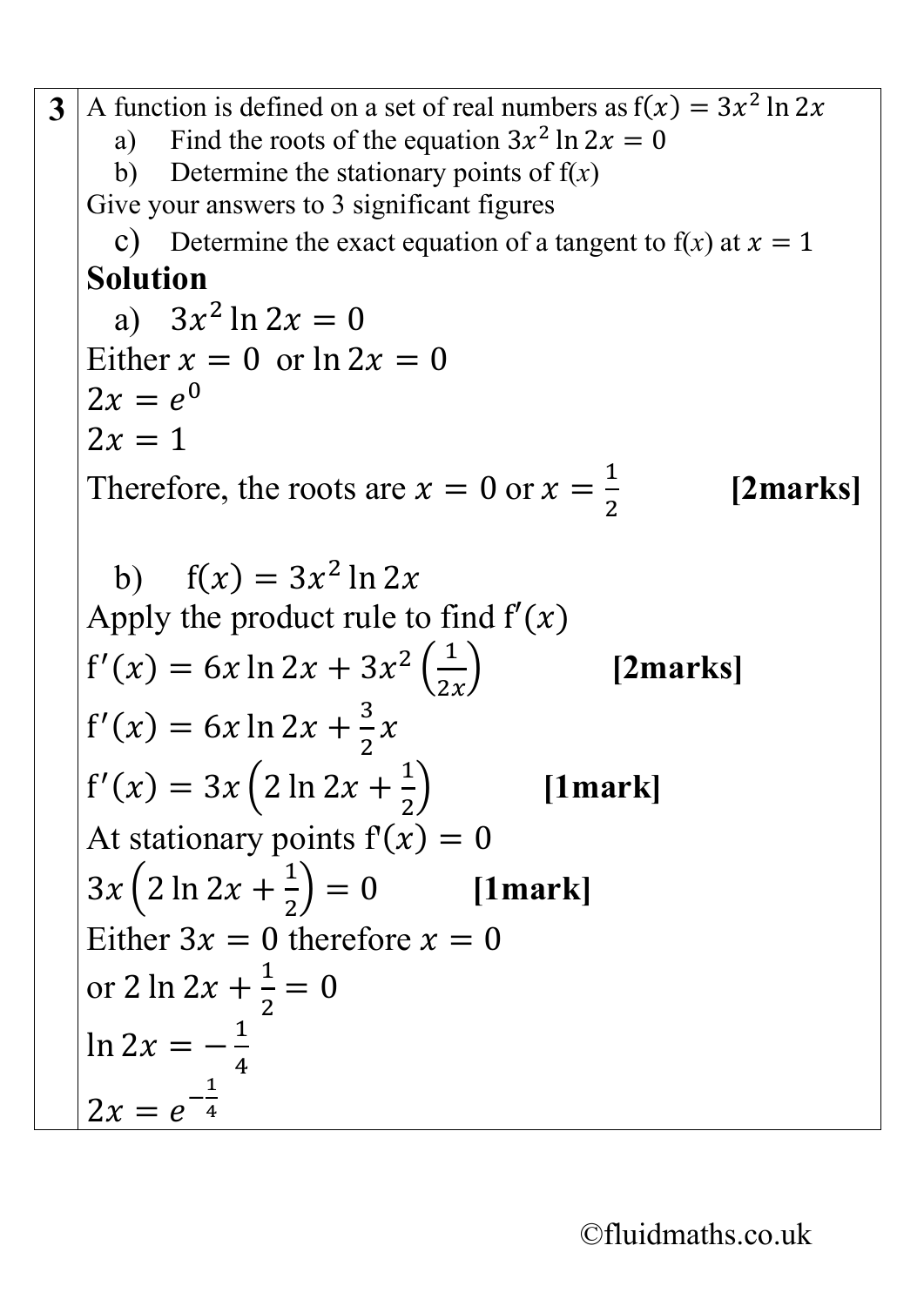**3** A function is defined on a set of real numbers as $\mathrm{f}(x) = 3x^2 \ln 2x$

a) Find the roots of the equation $3x^2 \ln 2x = 0$

b) Determine the stationary points of f($x$)

Give your answers to 3 significant figures

c) Determine the exact equation of a tangent to f($x$) at $x = 1$

**Solution**

a) $3x^2 \ln 2x = 0$

Either $x = 0$ or $\ln 2x = 0$

$2x = e^0$

$2x = 1$

Therefore, the roots are $x = 0$ or $x = \frac{1}{2}$ **[2marks]**

b) $\mathrm{f}(x) = 3x^2 \ln 2x$

Apply the product rule to find $\mathrm{f}'(x)$

$\mathrm{f}'(x) = 6x \ln 2x + 3x^2 \left(\frac{1}{2x}\right)$ **[2marks]**

$\mathrm{f}'(x) = 6x \ln 2x + \frac{3}{2}x$

$\mathrm{f}'(x) = 3x\left(2 \ln 2x + \frac{1}{2}\right)$ **[1mark]**

At stationary points $\mathrm{f}'(x) = 0$

$3x\left(2 \ln 2x + \frac{1}{2}\right) = 0$ **[1mark]**

Either $3x = 0$ therefore $x = 0$

or $2 \ln 2x + \frac{1}{2} = 0$

$\ln 2x = -\frac{1}{4}$

$2x = e^{-\frac{1}{4}}$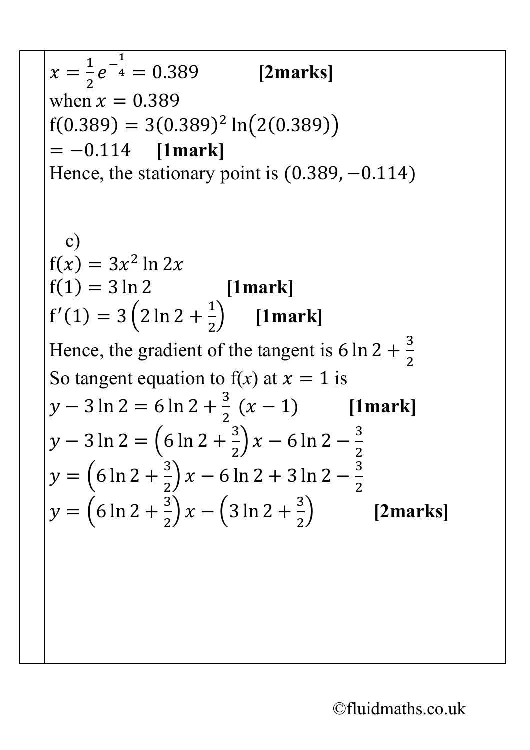$x = \frac{1}{2}e^{-\frac{1}{4}} = 0.389$ **[2marks]**

when $x = 0.389$

$\mathrm{f}(0.389) = 3(0.389)^2 \ln(2(0.389))$

$= -0.114$ **[1mark]**

Hence, the stationary point is $(0.389, -0.114)$

c)

$\mathrm{f}(x) = 3x^2 \ln 2x$

$\mathrm{f}(1) = 3 \ln 2$ **[1mark]**

$\mathrm{f}'(1) = 3\left(2 \ln 2 + \frac{1}{2}\right)$ **[1mark]**

Hence, the gradient of the tangent is $6 \ln 2 + \frac{3}{2}$

So tangent equation to f(*x*) at $x = 1$ is

$y - 3 \ln 2 = 6 \ln 2 + \frac{3}{2}\ (x - 1)$ **[1mark]**

$y - 3 \ln 2 = \left(6 \ln 2 + \frac{3}{2}\right)x - 6 \ln 2 - \frac{3}{2}$

$y = \left(6 \ln 2 + \frac{3}{2}\right)x - 6 \ln 2 + 3 \ln 2 - \frac{3}{2}$

$y = \left(6 \ln 2 + \frac{3}{2}\right)x - \left(3 \ln 2 + \frac{3}{2}\right)$ **[2marks]**

©fluidmaths.co.uk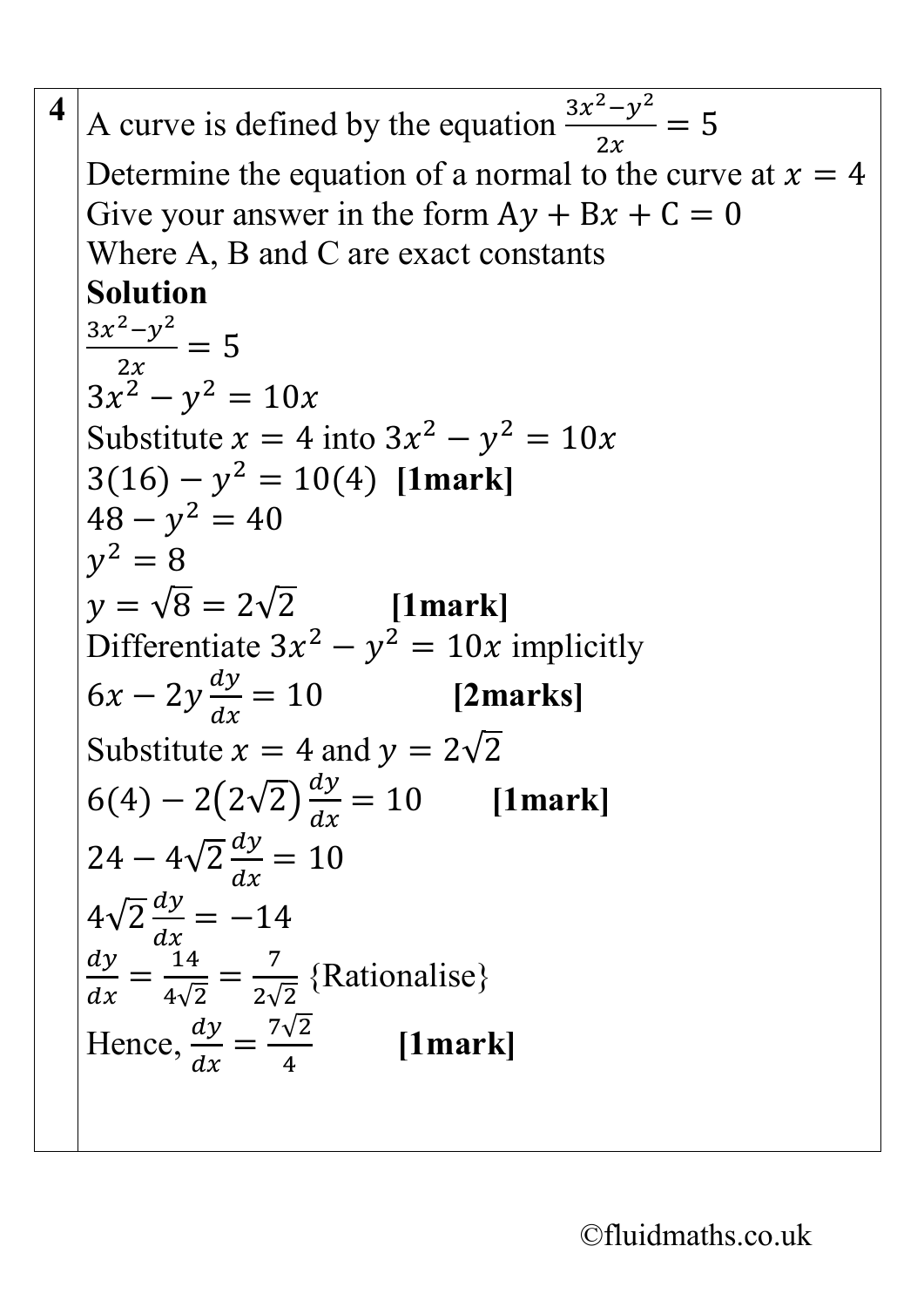**4** A curve is defined by the equation $\frac{3x^2-y^2}{2x} = 5$

Determine the equation of a normal to the curve at $x = 4$

Give your answer in the form $\mathrm{A}y + \mathrm{B}x + \mathrm{C} = 0$

Where A, B and C are exact constants

**Solution**

$\frac{3x^2-y^2}{2x} = 5$

$3x^2 - y^2 = 10x$

Substitute $x = 4$ into $3x^2 - y^2 = 10x$

$3(16) - y^2 = 10(4)$ **[1mark]**

$48 - y^2 = 40$

$y^2 = 8$

$y = \sqrt{8} = 2\sqrt{2}$ **[1mark]**

Differentiate $3x^2 - y^2 = 10x$ implicitly

$6x - 2y\frac{dy}{dx} = 10$ **[2marks]**

Substitute $x = 4$ and $y = 2\sqrt{2}$

$6(4) - 2(2\sqrt{2})\frac{dy}{dx} = 10$ **[1mark]**

$24 - 4\sqrt{2}\frac{dy}{dx} = 10$

$4\sqrt{2}\frac{dy}{dx} = -14$

$\frac{dy}{dx} = \frac{14}{4\sqrt{2}} = \frac{7}{2\sqrt{2}}$ {Rationalise}

Hence, $\frac{dy}{dx} = \frac{7\sqrt{2}}{4}$ **[1mark]**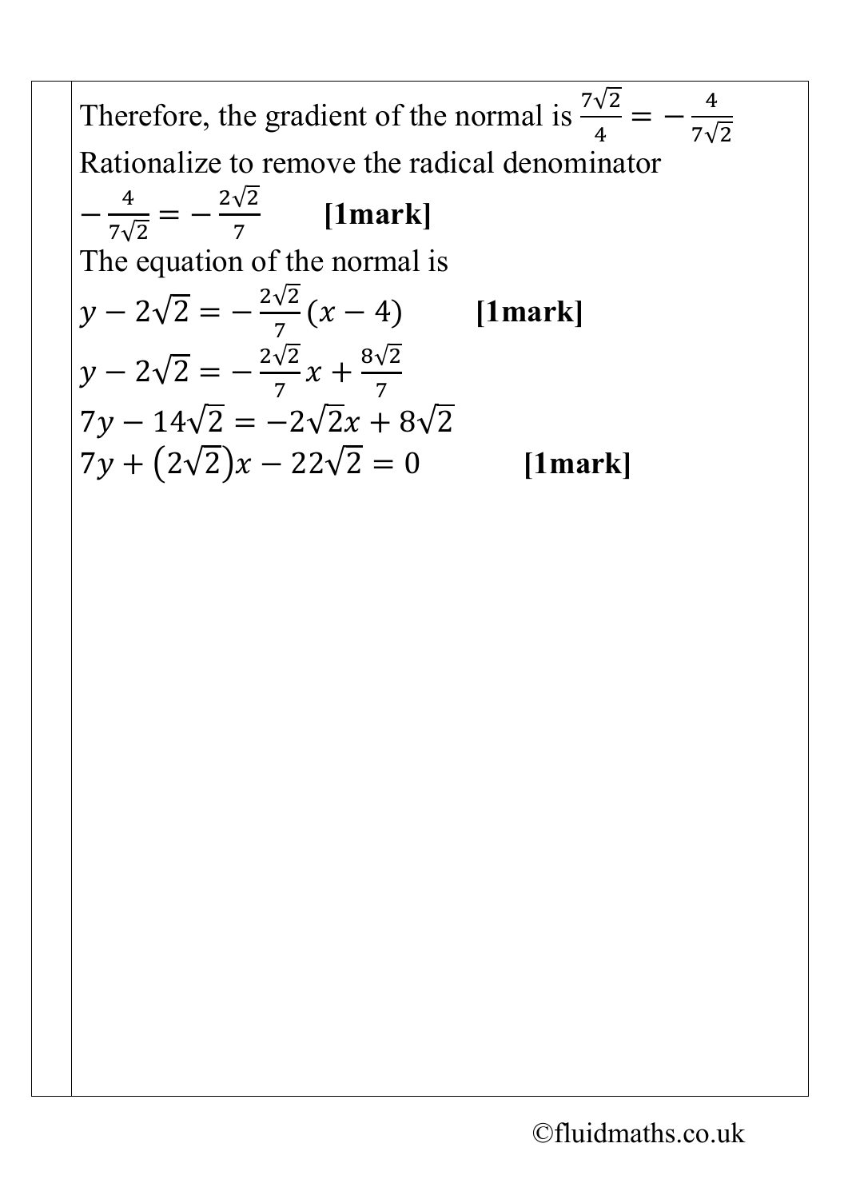Therefore, the gradient of the normal is $\frac{7\sqrt{2}}{4} = -\frac{4}{7\sqrt{2}}$

Rationalize to remove the radical denominator

$-\frac{4}{7\sqrt{2}} = -\frac{2\sqrt{2}}{7}$ **[1mark]**

The equation of the normal is

$y - 2\sqrt{2} = -\frac{2\sqrt{2}}{7}(x - 4)$ **[1mark]**

$y - 2\sqrt{2} = -\frac{2\sqrt{2}}{7}x + \frac{8\sqrt{2}}{7}$

$7y - 14\sqrt{2} = -2\sqrt{2}x + 8\sqrt{2}$

$7y + (2\sqrt{2})x - 22\sqrt{2} = 0$ **[1mark]**

©fluidmaths.co.uk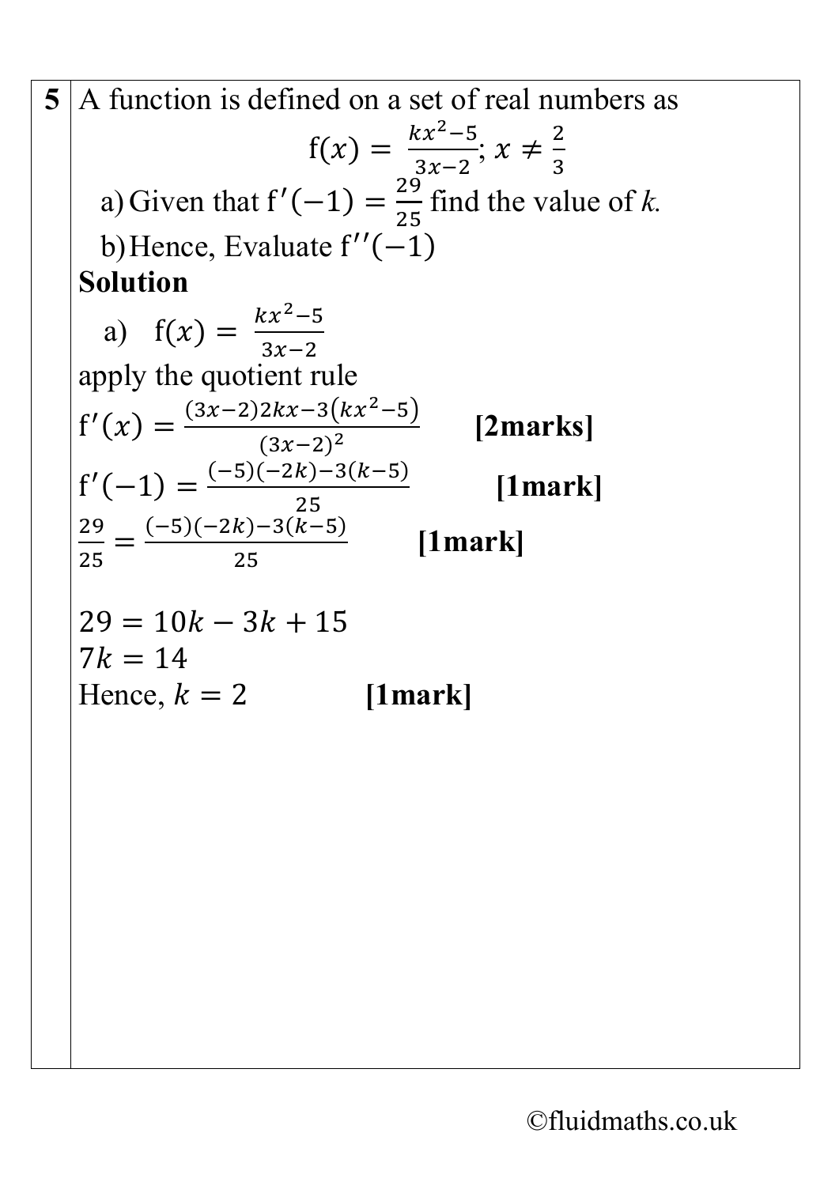**5** A function is defined on a set of real numbers as

$$f(x) = \frac{kx^2-5}{3x-2};\ x \neq \frac{2}{3}$$

a) Given that $f'(-1) = \frac{29}{25}$ find the value of *k.*

b) Hence, Evaluate $f''(-1)$

**Solution**

a) $f(x) = \frac{kx^2-5}{3x-2}$

apply the quotient rule

$f'(x) = \frac{(3x-2)2kx-3(kx^2-5)}{(3x-2)^2}$ **[2marks]**

$f'(-1) = \frac{(-5)(-2k)-3(k-5)}{25}$ **[1mark]**

$\frac{29}{25} = \frac{(-5)(-2k)-3(k-5)}{25}$ **[1mark]**

$29 = 10k - 3k + 15$

$7k = 14$

Hence, $k = 2$ **[1mark]**

©fluidmaths.co.uk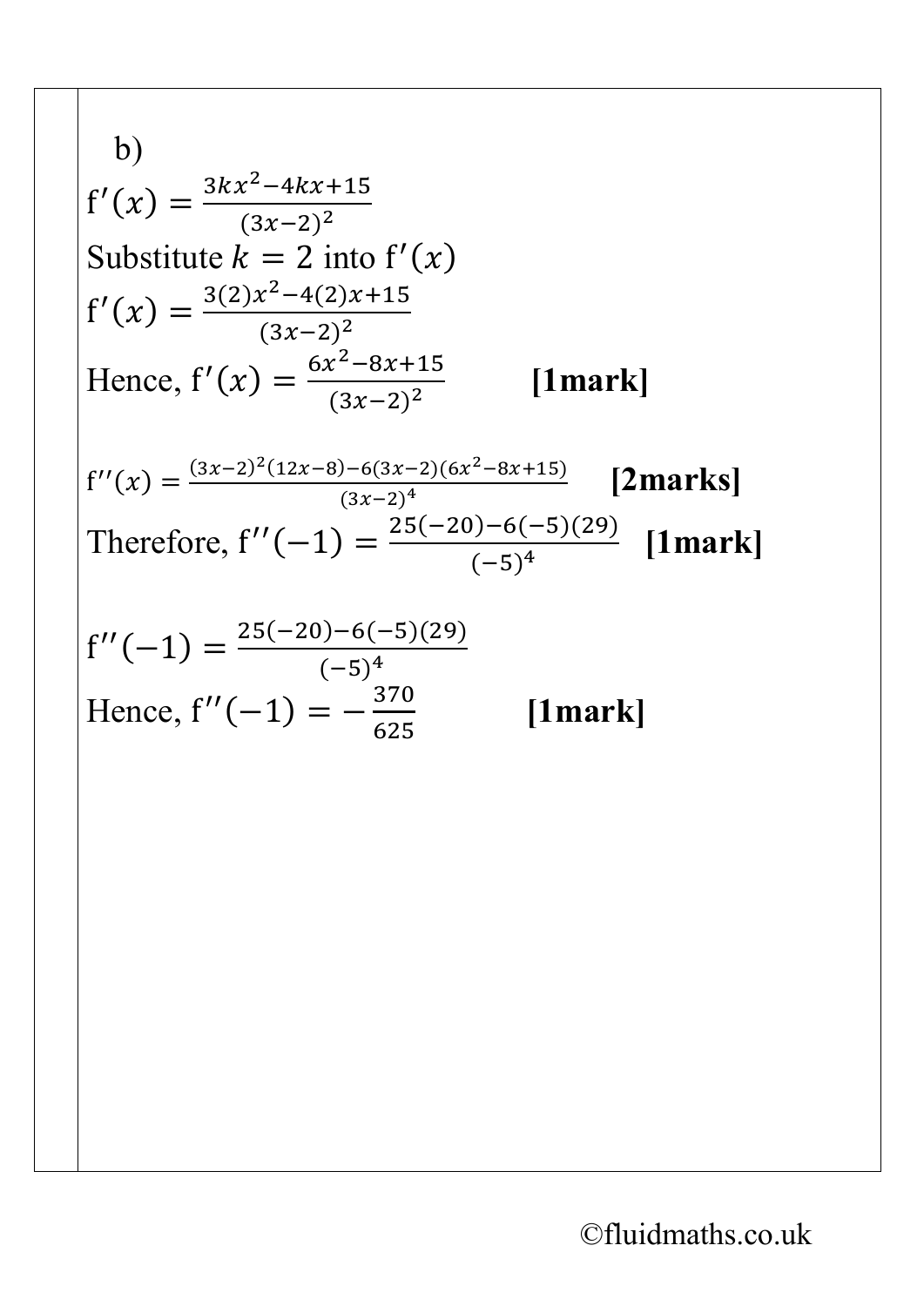b)

$\mathrm{f}'(x) = \frac{3kx^2 - 4kx + 15}{(3x-2)^2}$

Substitute $k = 2$ into $\mathrm{f}'(x)$

$\mathrm{f}'(x) = \frac{3(2)x^2 - 4(2)x + 15}{(3x-2)^2}$

Hence, $\mathrm{f}'(x) = \frac{6x^2 - 8x + 15}{(3x-2)^2}$ **[1mark]**

$\mathrm{f}''(x) = \frac{(3x-2)^2(12x-8) - 6(3x-2)(6x^2-8x+15)}{(3x-2)^4}$ **[2marks]**

Therefore, $\mathrm{f}''(-1) = \frac{25(-20) - 6(-5)(29)}{(-5)^4}$ **[1mark]**

$\mathrm{f}''(-1) = \frac{25(-20) - 6(-5)(29)}{(-5)^4}$

Hence, $\mathrm{f}''(-1) = -\frac{370}{625}$ **[1mark]**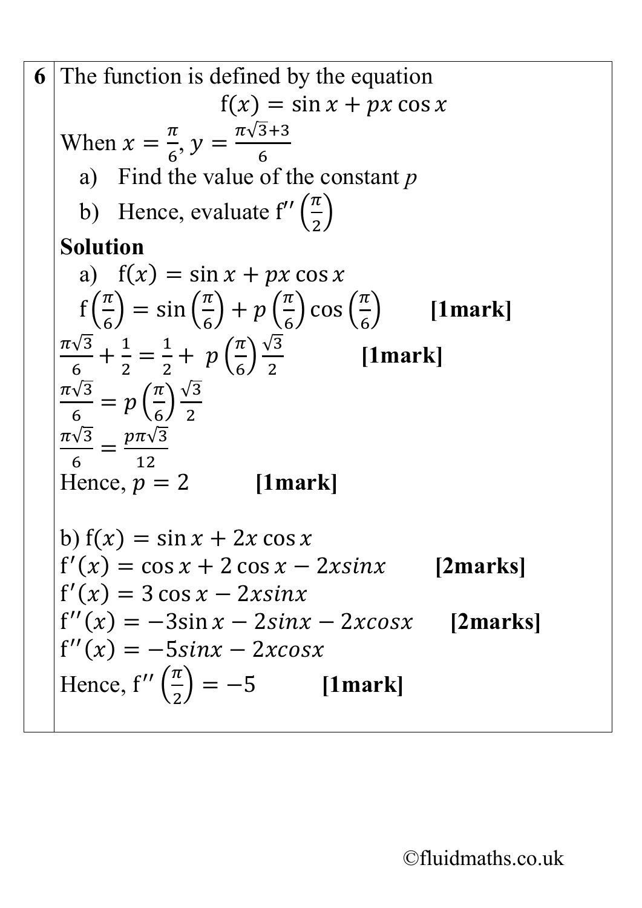**6** The function is defined by the equation

$$f(x) = \sin x + px\cos x$$

When $x = \frac{\pi}{6}$, $y = \frac{\pi\sqrt{3}+3}{6}$

a) Find the value of the constant $p$

b) Hence, evaluate $f''\left(\frac{\pi}{2}\right)$

**Solution**

a) $f(x) = \sin x + px\cos x$

$f\left(\frac{\pi}{6}\right) = \sin\left(\frac{\pi}{6}\right) + p\left(\frac{\pi}{6}\right)\cos\left(\frac{\pi}{6}\right)$ **[1mark]**

$\frac{\pi\sqrt{3}}{6} + \frac{1}{2} = \frac{1}{2} + p\left(\frac{\pi}{6}\right)\frac{\sqrt{3}}{2}$ **[1mark]**

$\frac{\pi\sqrt{3}}{6} = p\left(\frac{\pi}{6}\right)\frac{\sqrt{3}}{2}$

$\frac{\pi\sqrt{3}}{6} = \frac{p\pi\sqrt{3}}{12}$

Hence, $p = 2$ **[1mark]**

b) $f(x) = \sin x + 2x\cos x$

$f'(x) = \cos x + 2\cos x - 2xsinx$ **[2marks]**

$f'(x) = 3\cos x - 2xsinx$

$f''(x) = -3\sin x - 2sinx - 2xcosx$ **[2marks]**

$f''(x) = -5sinx - 2xcosx$

Hence, $f''\left(\frac{\pi}{2}\right) = -5$ **[1mark]**

©fluidmaths.co.uk